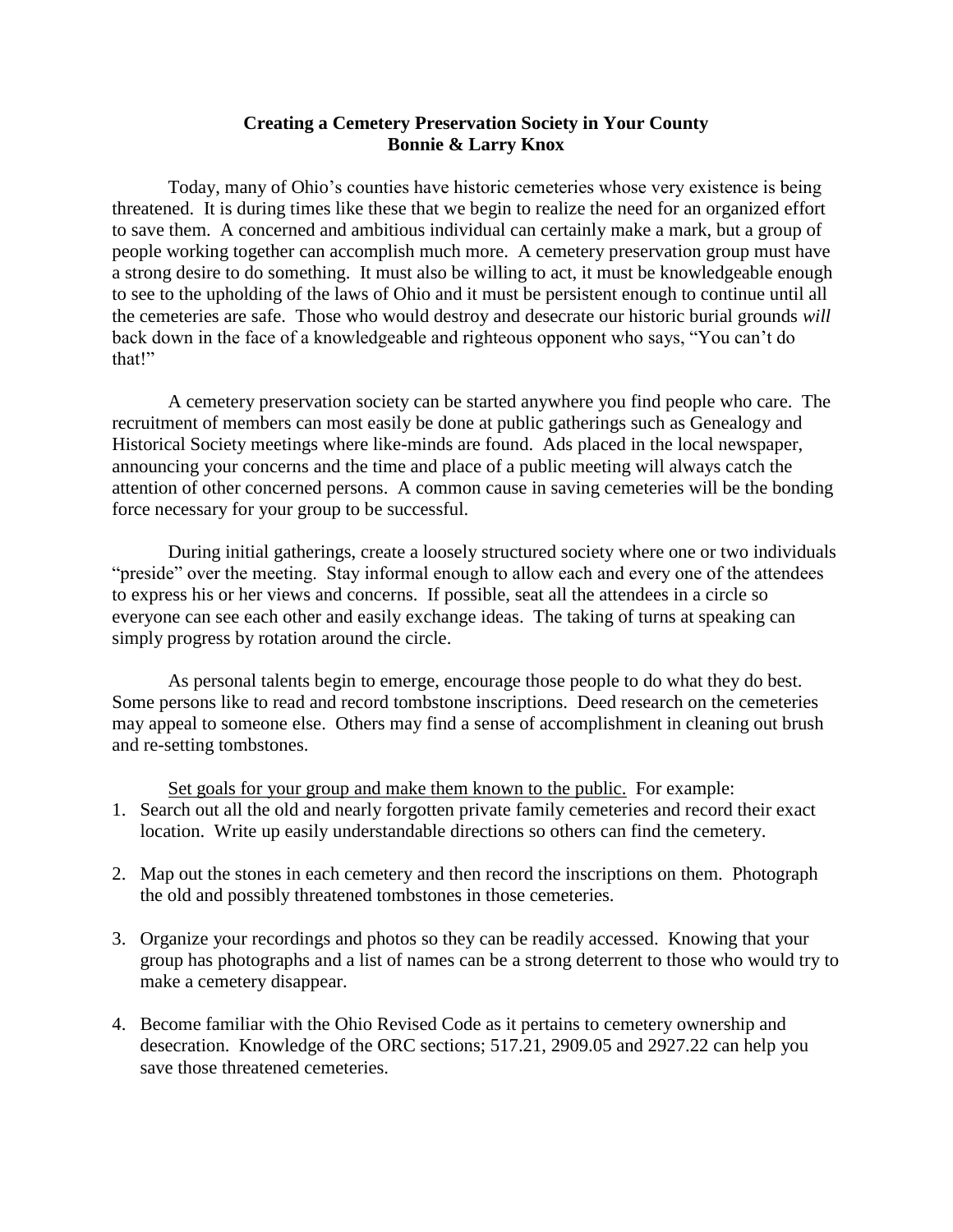# Creating a Cemetery Preservation Society in Your County

**Bonnie & Larry Knox**

Today, many of Ohio's counties have historic cemeteries whose very existence is being threatened. It is during times like these that we begin to realize the need for an organized effort to save them. A concerned and ambitious individual can certainly make a mark, but a group of people working together can accomplish much more. A cemetery preservation group must have a strong desire to do something. It must also be willing to act, it must be knowledgeable enough to see to the upholding of the laws of Ohio and it must be persistent enough to continue until all the cemeteries are safe. Those who would destroy and desecrate our historic burial grounds *will* back down in the face of a knowledgeable and righteous opponent who says, "You can't do that!"

A cemetery preservation society can be started anywhere you find people who care. The recruitment of members can most easily be done at public gatherings such as Genealogy and Historical Society meetings where like-minds are found. Ads placed in the local newspaper, announcing your concerns and the time and place of a public meeting will always catch the attention of other concerned persons. A common cause in saving cemeteries will be the bonding force necessary for your group to be successful.

During initial gatherings, create a loosely structured society where one or two individuals "preside" over the meeting. Stay informal enough to allow each and every one of the attendees to express his or her views and concerns. If possible, seat all the attendees in a circle so everyone can see each other and easily exchange ideas. The taking of turns at speaking can simply progress by rotation around the circle.

As personal talents begin to emerge, encourage those people to do what they do best. Some persons like to read and record tombstone inscriptions. Deed research on the cemeteries may appeal to someone else. Others may find a sense of accomplishment in cleaning out brush and re-setting tombstones.

<u>Set goals for your group and make them known to the public.</u> For example:

1. Search out all the old and nearly forgotten private family cemeteries and record their exact location. Write up easily understandable directions so others can find the cemetery.

2. Map out the stones in each cemetery and then record the inscriptions on them. Photograph the old and possibly threatened tombstones in those cemeteries.

3. Organize your recordings and photos so they can be readily accessed. Knowing that your group has photographs and a list of names can be a strong deterrent to those who would try to make a cemetery disappear.

4. Become familiar with the Ohio Revised Code as it pertains to cemetery ownership and desecration. Knowledge of the ORC sections; 517.21, 2909.05 and 2927.22 can help you save those threatened cemeteries.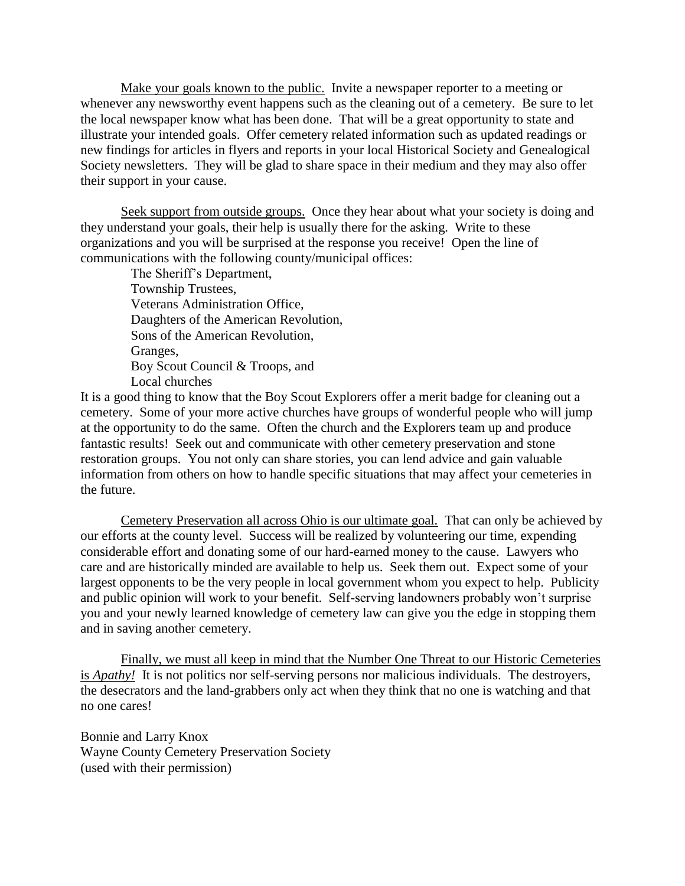Make your goals known to the public. Invite a newspaper reporter to a meeting or whenever any newsworthy event happens such as the cleaning out of a cemetery. Be sure to let the local newspaper know what has been done. That will be a great opportunity to state and illustrate your intended goals. Offer cemetery related information such as updated readings or new findings for articles in flyers and reports in your local Historical Society and Genealogical Society newsletters. They will be glad to share space in their medium and they may also offer their support in your cause.

Seek support from outside groups. Once they hear about what your society is doing and they understand your goals, their help is usually there for the asking. Write to these organizations and you will be surprised at the response you receive! Open the line of communications with the following county/municipal offices:

- The Sheriff's Department,
- Township Trustees,
- Veterans Administration Office,
- Daughters of the American Revolution,
- Sons of the American Revolution,
- Granges,
- Boy Scout Council & Troops, and
- Local churches

It is a good thing to know that the Boy Scout Explorers offer a merit badge for cleaning out a cemetery. Some of your more active churches have groups of wonderful people who will jump at the opportunity to do the same. Often the church and the Explorers team up and produce fantastic results! Seek out and communicate with other cemetery preservation and stone restoration groups. You not only can share stories, you can lend advice and gain valuable information from others on how to handle specific situations that may affect your cemeteries in the future.

Cemetery Preservation all across Ohio is our ultimate goal. That can only be achieved by our efforts at the county level. Success will be realized by volunteering our time, expending considerable effort and donating some of our hard-earned money to the cause. Lawyers who care and are historically minded are available to help us. Seek them out. Expect some of your largest opponents to be the very people in local government whom you expect to help. Publicity and public opinion will work to your benefit. Self-serving landowners probably won't surprise you and your newly learned knowledge of cemetery law can give you the edge in stopping them and in saving another cemetery.

Finally, we must all keep in mind that the Number One Threat to our Historic Cemeteries is *Apathy!* It is not politics nor self-serving persons nor malicious individuals. The destroyers, the desecrators and the land-grabbers only act when they think that no one is watching and that no one cares!

Bonnie and Larry Knox
Wayne County Cemetery Preservation Society
(used with their permission)